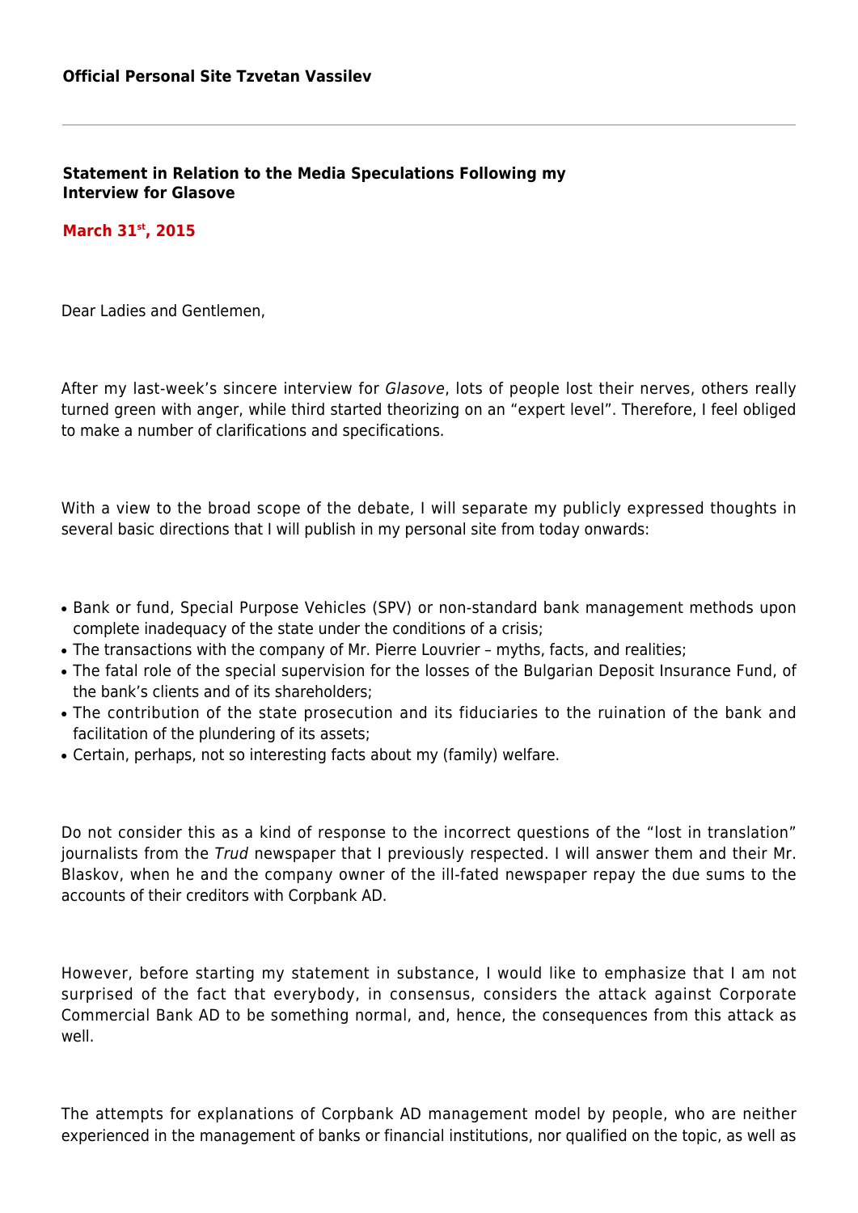**Official Personal Site Tzvetan Vassilev**

---

## Statement in Relation to the Media Speculations Following my Interview for Glasove

**March 31st, 2015**

Dear Ladies and Gentlemen,

After my last-week's sincere interview for *Glasove*, lots of people lost their nerves, others really turned green with anger, while third started theorizing on an "expert level". Therefore, I feel obliged to make a number of clarifications and specifications.

With a view to the broad scope of the debate, I will separate my publicly expressed thoughts in several basic directions that I will publish in my personal site from today onwards:

- Bank or fund, Special Purpose Vehicles (SPV) or non-standard bank management methods upon complete inadequacy of the state under the conditions of a crisis;
- The transactions with the company of Mr. Pierre Louvrier – myths, facts, and realities;
- The fatal role of the special supervision for the losses of the Bulgarian Deposit Insurance Fund, of the bank's clients and of its shareholders;
- The contribution of the state prosecution and its fiduciaries to the ruination of the bank and facilitation of the plundering of its assets;
- Certain, perhaps, not so interesting facts about my (family) welfare.

Do not consider this as a kind of response to the incorrect questions of the "lost in translation" journalists from the *Trud* newspaper that I previously respected. I will answer them and their Mr. Blaskov, when he and the company owner of the ill-fated newspaper repay the due sums to the accounts of their creditors with Corpbank AD.

However, before starting my statement in substance, I would like to emphasize that I am not surprised of the fact that everybody, in consensus, considers the attack against Corporate Commercial Bank AD to be something normal, and, hence, the consequences from this attack as well.

The attempts for explanations of Corpbank AD management model by people, who are neither experienced in the management of banks or financial institutions, nor qualified on the topic, as well as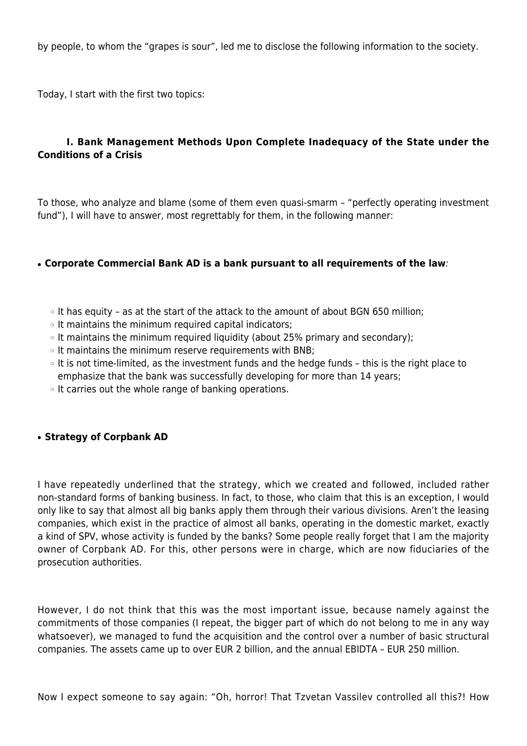by people, to whom the "grapes is sour", led me to disclose the following information to the society.

Today, I start with the first two topics:

### I. Bank Management Methods Upon Complete Inadequacy of the State under the Conditions of a Crisis

To those, who analyze and blame (some of them even quasi-smarm – "perfectly operating investment fund"), I will have to answer, most regrettably for them, in the following manner:

- **Corporate Commercial Bank AD is a bank pursuant to all requirements of the law***:*
  - It has equity – as at the start of the attack to the amount of about BGN 650 million;
  - It maintains the minimum required capital indicators;
  - It maintains the minimum required liquidity (about 25% primary and secondary);
  - It maintains the minimum reserve requirements with BNB;
  - It is not time-limited, as the investment funds and the hedge funds – this is the right place to emphasize that the bank was successfully developing for more than 14 years;
  - It carries out the whole range of banking operations.

- **Strategy of Corpbank AD**

I have repeatedly underlined that the strategy, which we created and followed, included rather non-standard forms of banking business. In fact, to those, who claim that this is an exception, I would only like to say that almost all big banks apply them through their various divisions. Aren't the leasing companies, which exist in the practice of almost all banks, operating in the domestic market, exactly a kind of SPV, whose activity is funded by the banks? Some people really forget that I am the majority owner of Corpbank AD. For this, other persons were in charge, which are now fiduciaries of the prosecution authorities.

However, I do not think that this was the most important issue, because namely against the commitments of those companies (I repeat, the bigger part of which do not belong to me in any way whatsoever), we managed to fund the acquisition and the control over a number of basic structural companies. The assets came up to over EUR 2 billion, and the annual EBIDTA – EUR 250 million.

Now I expect someone to say again: "Oh, horror! That Tzvetan Vassilev controlled all this?! How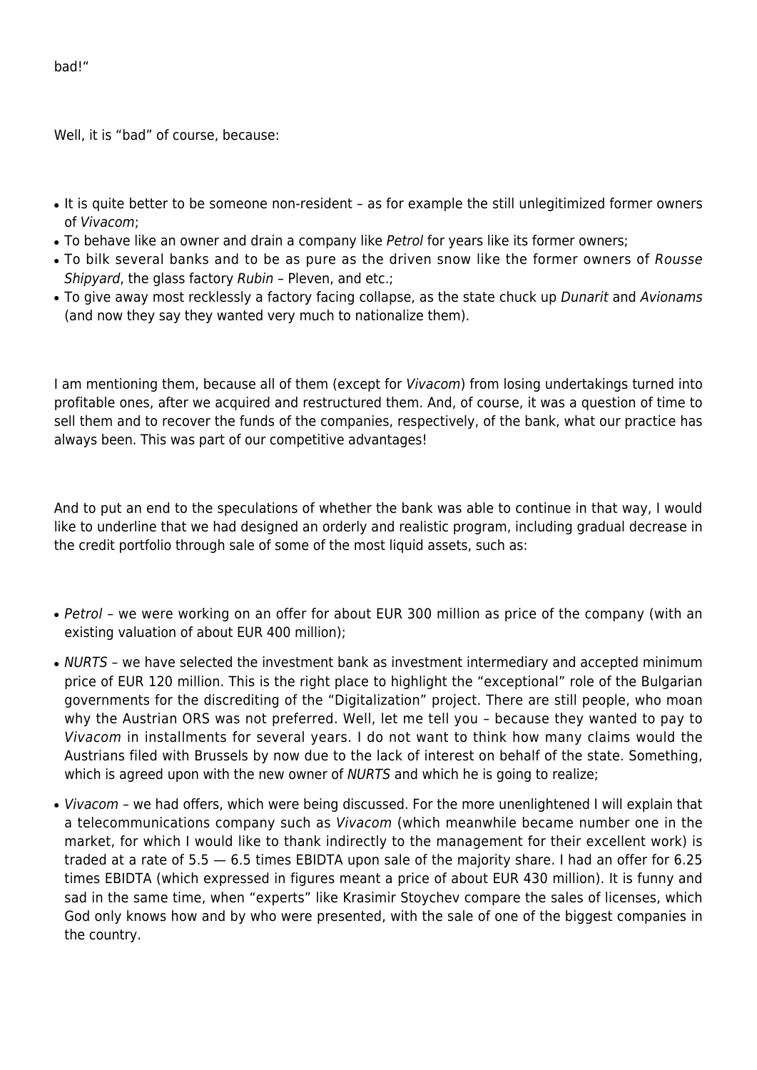bad!“

Well, it is “bad” of course, because:

- It is quite better to be someone non-resident – as for example the still unlegitimized former owners of *Vivacom*;
- To behave like an owner and drain a company like *Petrol* for years like its former owners;
- To bilk several banks and to be as pure as the driven snow like the former owners of *Rousse Shipyard*, the glass factory *Rubin* – Pleven, and etc.;
- To give away most recklessly a factory facing collapse, as the state chuck up *Dunarit* and *Avionams* (and now they say they wanted very much to nationalize them).

I am mentioning them, because all of them (except for *Vivacom*) from losing undertakings turned into profitable ones, after we acquired and restructured them. And, of course, it was a question of time to sell them and to recover the funds of the companies, respectively, of the bank, what our practice has always been. This was part of our competitive advantages!

And to put an end to the speculations of whether the bank was able to continue in that way, I would like to underline that we had designed an orderly and realistic program, including gradual decrease in the credit portfolio through sale of some of the most liquid assets, such as:

- *Petrol* – we were working on an offer for about EUR 300 million as price of the company (with an existing valuation of about EUR 400 million);
- *NURTS* – we have selected the investment bank as investment intermediary and accepted minimum price of EUR 120 million. This is the right place to highlight the “exceptional” role of the Bulgarian governments for the discrediting of the “Digitalization” project. There are still people, who moan why the Austrian ORS was not preferred. Well, let me tell you – because they wanted to pay to *Vivacom* in installments for several years. I do not want to think how many claims would the Austrians filed with Brussels by now due to the lack of interest on behalf of the state. Something, which is agreed upon with the new owner of *NURTS* and which he is going to realize;
- *Vivacom* – we had offers, which were being discussed. For the more unenlightened I will explain that a telecommunications company such as *Vivacom* (which meanwhile became number one in the market, for which I would like to thank indirectly to the management for their excellent work) is traded at a rate of 5.5 — 6.5 times EBIDTA upon sale of the majority share. I had an offer for 6.25 times EBIDTA (which expressed in figures meant a price of about EUR 430 million). It is funny and sad in the same time, when “experts” like Krasimir Stoychev compare the sales of licenses, which God only knows how and by who were presented, with the sale of one of the biggest companies in the country.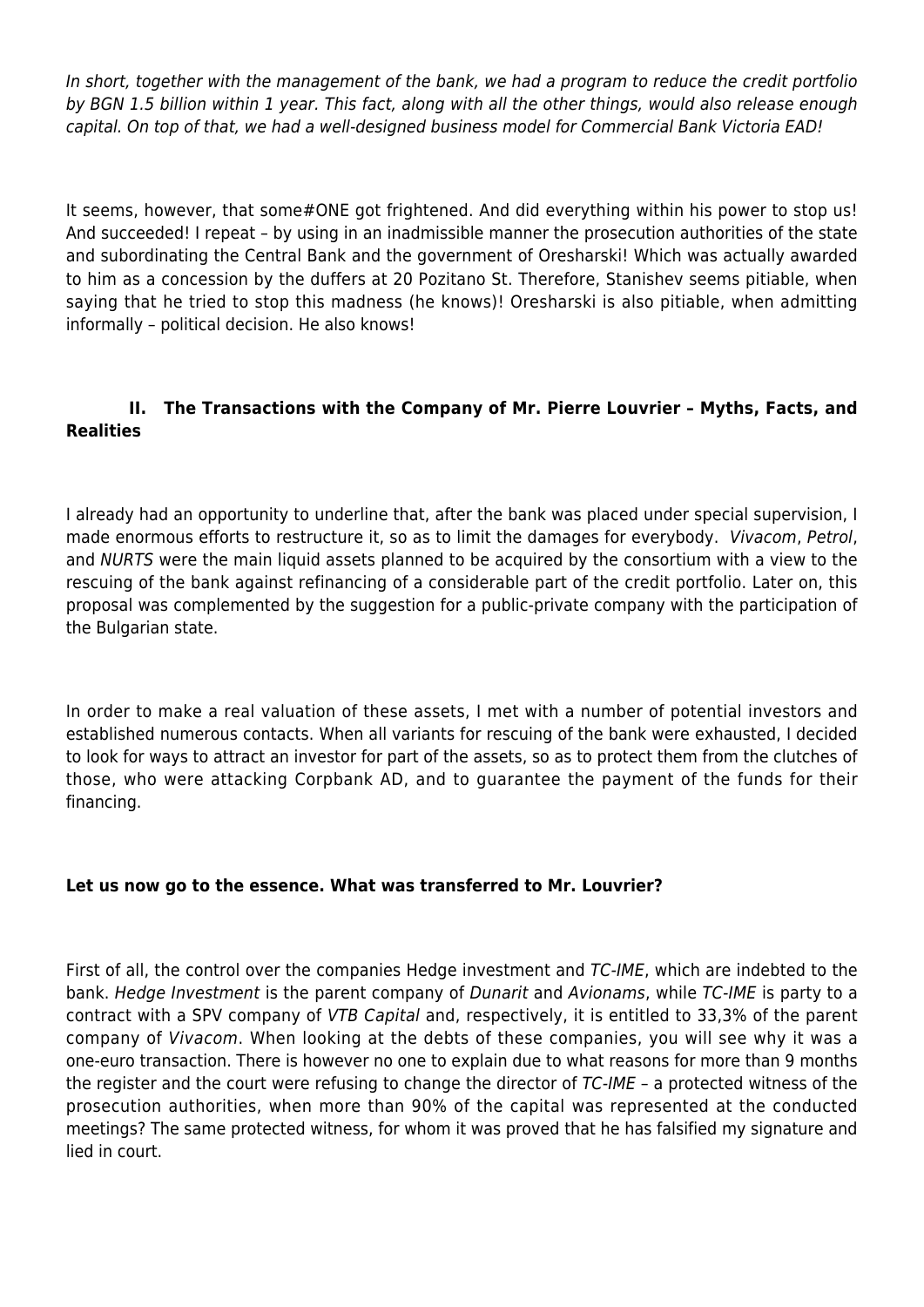*In short, together with the management of the bank, we had a program to reduce the credit portfolio by BGN 1.5 billion within 1 year. This fact, along with all the other things, would also release enough capital. On top of that, we had a well-designed business model for Commercial Bank Victoria EAD!*

It seems, however, that some#ONE got frightened. And did everything within his power to stop us! And succeeded! I repeat – by using in an inadmissible manner the prosecution authorities of the state and subordinating the Central Bank and the government of Oresharski! Which was actually awarded to him as a concession by the duffers at 20 Pozitano St. Therefore, Stanishev seems pitiable, when saying that he tried to stop this madness (he knows)! Oresharski is also pitiable, when admitting informally – political decision. He also knows!

## II. The Transactions with the Company of Mr. Pierre Louvrier – Myths, Facts, and Realities

I already had an opportunity to underline that, after the bank was placed under special supervision, I made enormous efforts to restructure it, so as to limit the damages for everybody. *Vivacom*, *Petrol*, and *NURTS* were the main liquid assets planned to be acquired by the consortium with a view to the rescuing of the bank against refinancing of a considerable part of the credit portfolio. Later on, this proposal was complemented by the suggestion for a public-private company with the participation of the Bulgarian state.

In order to make a real valuation of these assets, I met with a number of potential investors and established numerous contacts. When all variants for rescuing of the bank were exhausted, I decided to look for ways to attract an investor for part of the assets, so as to protect them from the clutches of those, who were attacking Corpbank AD, and to guarantee the payment of the funds for their financing.

**Let us now go to the essence. What was transferred to Mr. Louvrier?**

First of all, the control over the companies Hedge investment and *TC-IME*, which are indebted to the bank. *Hedge Investment* is the parent company of *Dunarit* and *Avionams*, while *TC-IME* is party to a contract with a SPV company of *VTB Capital* and, respectively, it is entitled to 33,3% of the parent company of *Vivacom*. When looking at the debts of these companies, you will see why it was a one-euro transaction. There is however no one to explain due to what reasons for more than 9 months the register and the court were refusing to change the director of *TC-IME* – a protected witness of the prosecution authorities, when more than 90% of the capital was represented at the conducted meetings? The same protected witness, for whom it was proved that he has falsified my signature and lied in court.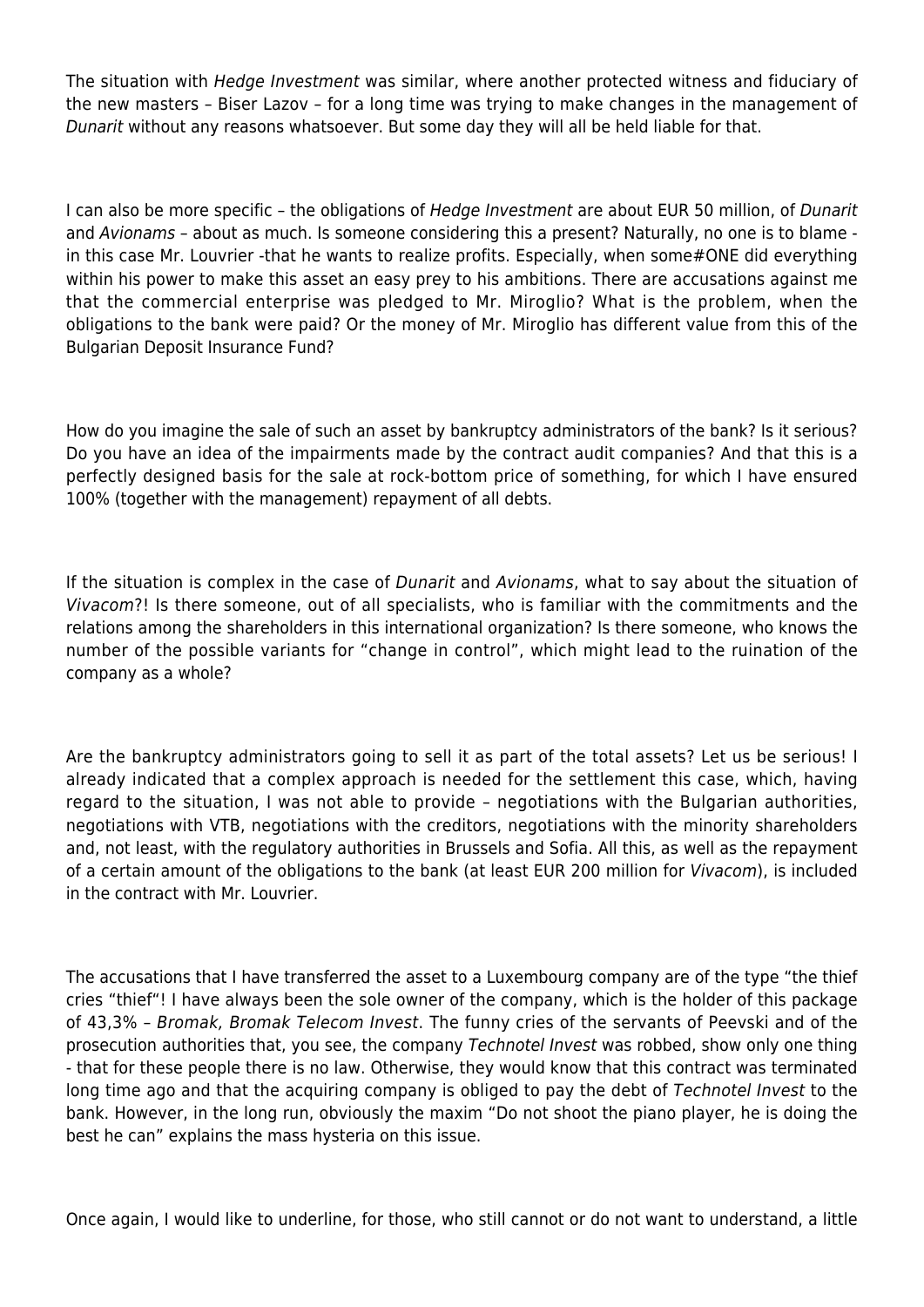The situation with *Hedge Investment* was similar, where another protected witness and fiduciary of the new masters – Biser Lazov – for a long time was trying to make changes in the management of *Dunarit* without any reasons whatsoever. But some day they will all be held liable for that.

I can also be more specific – the obligations of *Hedge Investment* are about EUR 50 million, of *Dunarit* and *Avionams* – about as much. Is someone considering this a present? Naturally, no one is to blame - in this case Mr. Louvrier -that he wants to realize profits. Especially, when some#ONE did everything within his power to make this asset an easy prey to his ambitions. There are accusations against me that the commercial enterprise was pledged to Mr. Miroglio? What is the problem, when the obligations to the bank were paid? Or the money of Mr. Miroglio has different value from this of the Bulgarian Deposit Insurance Fund?

How do you imagine the sale of such an asset by bankruptcy administrators of the bank? Is it serious? Do you have an idea of the impairments made by the contract audit companies? And that this is a perfectly designed basis for the sale at rock-bottom price of something, for which I have ensured 100% (together with the management) repayment of all debts.

If the situation is complex in the case of *Dunarit* and *Avionams*, what to say about the situation of *Vivacom*?! Is there someone, out of all specialists, who is familiar with the commitments and the relations among the shareholders in this international organization? Is there someone, who knows the number of the possible variants for "change in control", which might lead to the ruination of the company as a whole?

Are the bankruptcy administrators going to sell it as part of the total assets? Let us be serious! I already indicated that a complex approach is needed for the settlement this case, which, having regard to the situation, I was not able to provide – negotiations with the Bulgarian authorities, negotiations with VTB, negotiations with the creditors, negotiations with the minority shareholders and, not least, with the regulatory authorities in Brussels and Sofia. All this, as well as the repayment of a certain amount of the obligations to the bank (at least EUR 200 million for *Vivacom*), is included in the contract with Mr. Louvrier.

The accusations that I have transferred the asset to a Luxembourg company are of the type "the thief cries "thief"! I have always been the sole owner of the company, which is the holder of this package of 43,3% – *Bromak, Bromak Telecom Invest*. The funny cries of the servants of Peevski and of the prosecution authorities that, you see, the company *Technotel Invest* was robbed, show only one thing - that for these people there is no law. Otherwise, they would know that this contract was terminated long time ago and that the acquiring company is obliged to pay the debt of *Technotel Invest* to the bank. However, in the long run, obviously the maxim "Do not shoot the piano player, he is doing the best he can" explains the mass hysteria on this issue.

Once again, I would like to underline, for those, who still cannot or do not want to understand, a little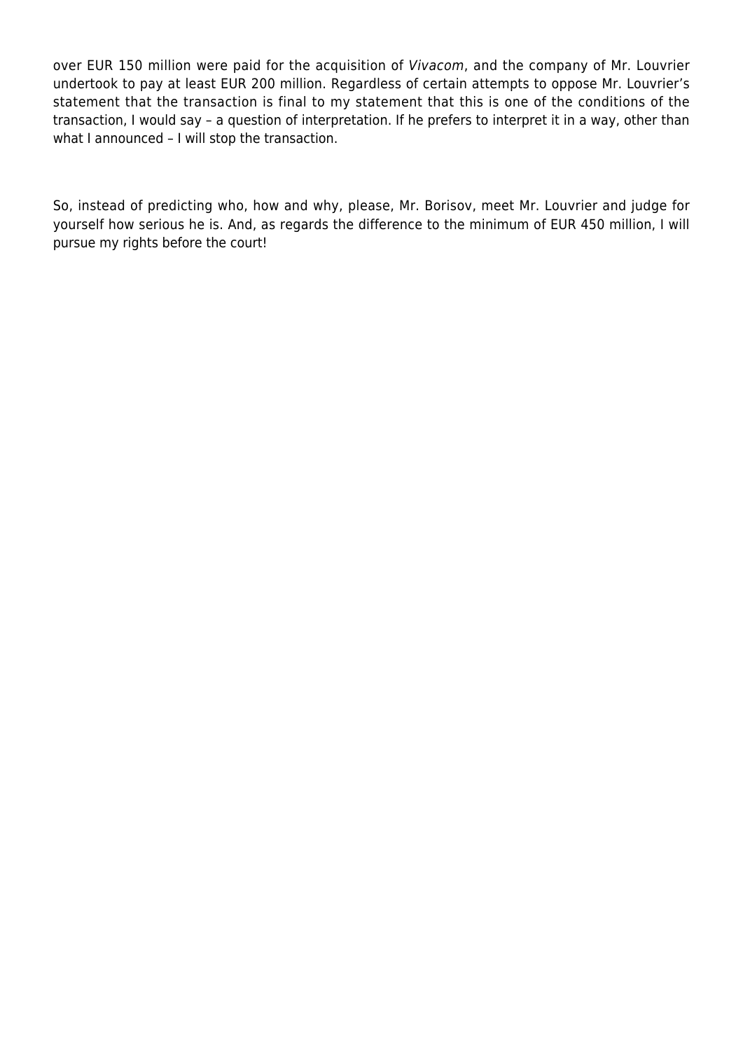over EUR 150 million were paid for the acquisition of *Vivacom*, and the company of Mr. Louvrier undertook to pay at least EUR 200 million. Regardless of certain attempts to oppose Mr. Louvrier's statement that the transaction is final to my statement that this is one of the conditions of the transaction, I would say – a question of interpretation. If he prefers to interpret it in a way, other than what I announced – I will stop the transaction.

So, instead of predicting who, how and why, please, Mr. Borisov, meet Mr. Louvrier and judge for yourself how serious he is. And, as regards the difference to the minimum of EUR 450 million, I will pursue my rights before the court!